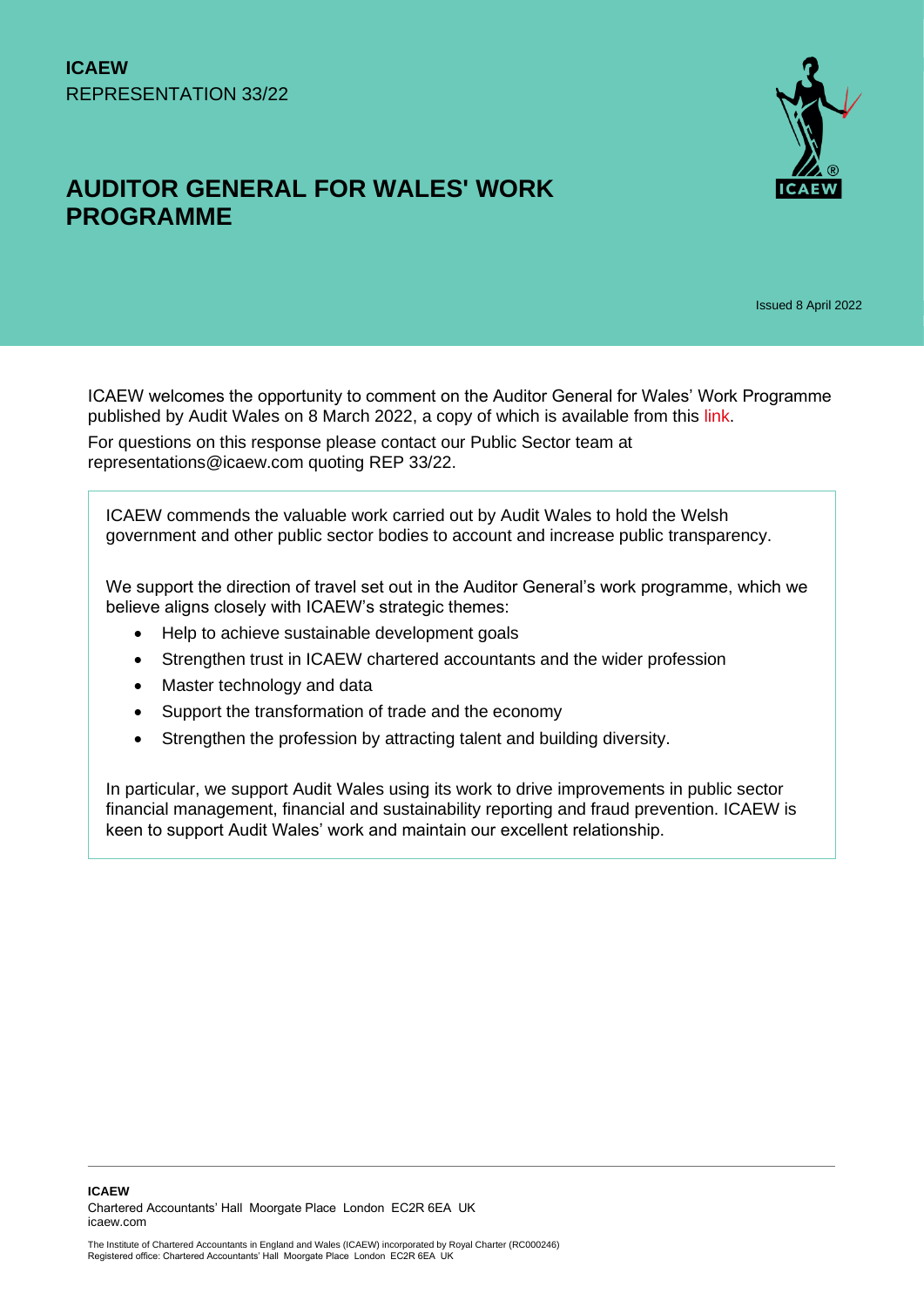**ICAEW**
REPRESENTATION 33/22

# AUDITOR GENERAL FOR WALES' WORK PROGRAMME

Issued 8 April 2022

ICAEW welcomes the opportunity to comment on the Auditor General for Wales' Work Programme published by Audit Wales on 8 March 2022, a copy of which is available from this link.

For questions on this response please contact our Public Sector team at representations@icaew.com quoting REP 33/22.

ICAEW commends the valuable work carried out by Audit Wales to hold the Welsh government and other public sector bodies to account and increase public transparency.

We support the direction of travel set out in the Auditor General's work programme, which we believe aligns closely with ICAEW's strategic themes:

- Help to achieve sustainable development goals
- Strengthen trust in ICAEW chartered accountants and the wider profession
- Master technology and data
- Support the transformation of trade and the economy
- Strengthen the profession by attracting talent and building diversity.

In particular, we support Audit Wales using its work to drive improvements in public sector financial management, financial and sustainability reporting and fraud prevention. ICAEW is keen to support Audit Wales' work and maintain our excellent relationship.

**ICAEW**
Chartered Accountants' Hall Moorgate Place London EC2R 6EA UK
icaew.com

The Institute of Chartered Accountants in England and Wales (ICAEW) incorporated by Royal Charter (RC000246)
Registered office: Chartered Accountants' Hall Moorgate Place London EC2R 6EA UK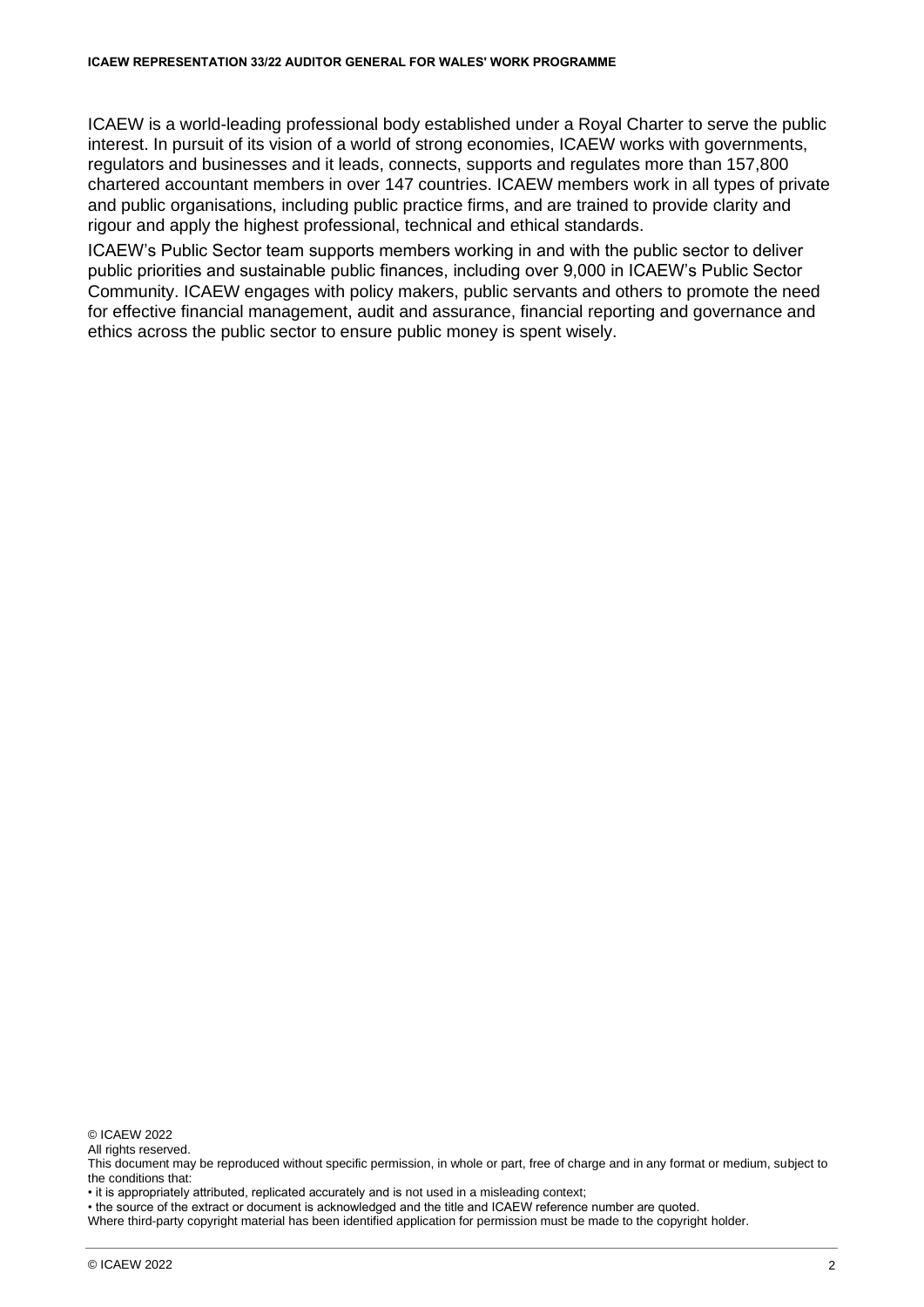ICAEW is a world-leading professional body established under a Royal Charter to serve the public interest. In pursuit of its vision of a world of strong economies, ICAEW works with governments, regulators and businesses and it leads, connects, supports and regulates more than 157,800 chartered accountant members in over 147 countries. ICAEW members work in all types of private and public organisations, including public practice firms, and are trained to provide clarity and rigour and apply the highest professional, technical and ethical standards.

ICAEW's Public Sector team supports members working in and with the public sector to deliver public priorities and sustainable public finances, including over 9,000 in ICAEW's Public Sector Community. ICAEW engages with policy makers, public servants and others to promote the need for effective financial management, audit and assurance, financial reporting and governance and ethics across the public sector to ensure public money is spent wisely.

© ICAEW 2022

All rights reserved.

This document may be reproduced without specific permission, in whole or part, free of charge and in any format or medium, subject to the conditions that:

- it is appropriately attributed, replicated accurately and is not used in a misleading context;
- the source of the extract or document is acknowledged and the title and ICAEW reference number are quoted.

Where third-party copyright material has been identified application for permission must be made to the copyright holder.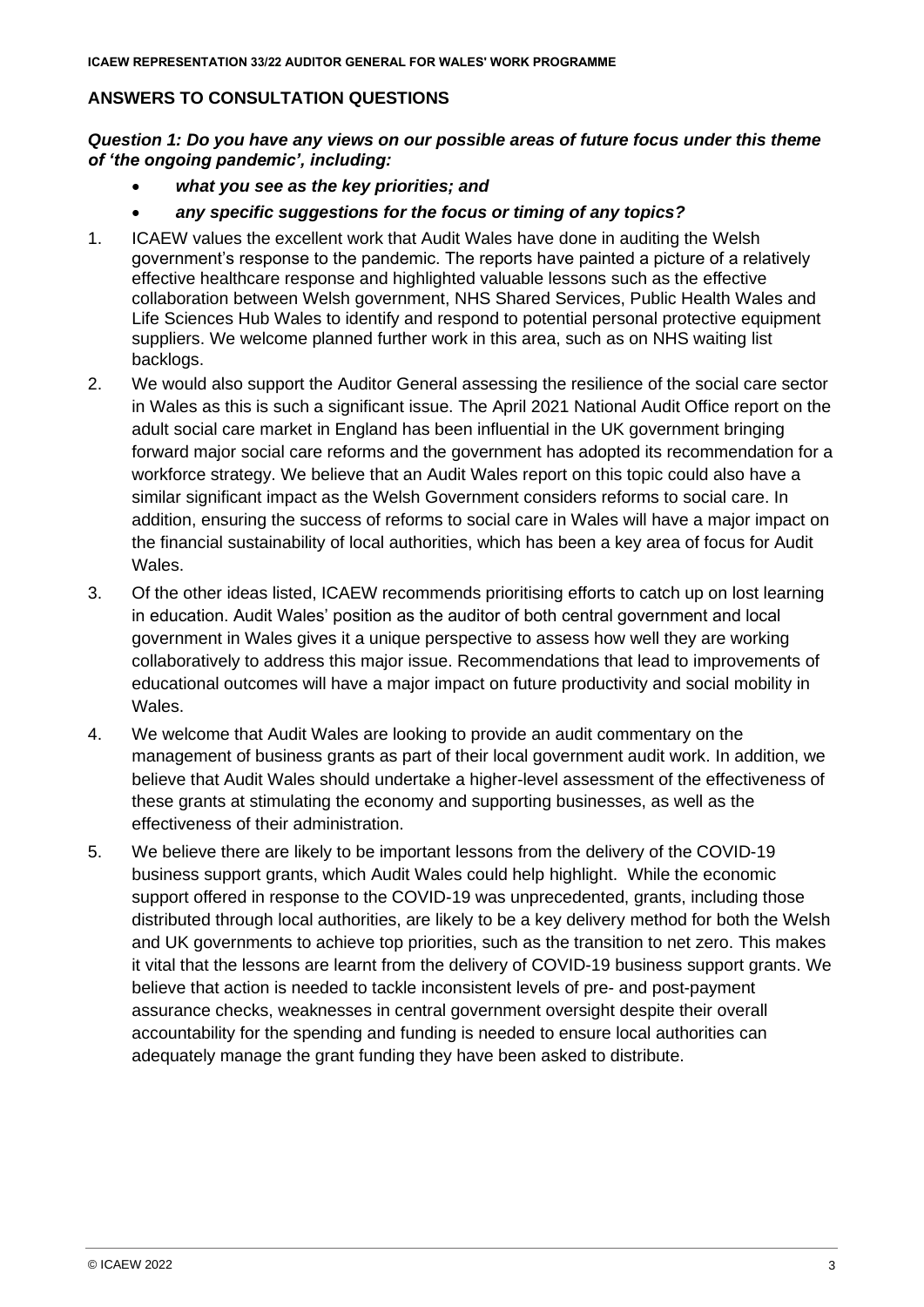## ANSWERS TO CONSULTATION QUESTIONS

***Question 1: Do you have any views on our possible areas of future focus under this theme of 'the ongoing pandemic', including:***

- ***what you see as the key priorities; and***
- ***any specific suggestions for the focus or timing of any topics?***

1. ICAEW values the excellent work that Audit Wales have done in auditing the Welsh government's response to the pandemic. The reports have painted a picture of a relatively effective healthcare response and highlighted valuable lessons such as the effective collaboration between Welsh government, NHS Shared Services, Public Health Wales and Life Sciences Hub Wales to identify and respond to potential personal protective equipment suppliers. We welcome planned further work in this area, such as on NHS waiting list backlogs.
2. We would also support the Auditor General assessing the resilience of the social care sector in Wales as this is such a significant issue. The April 2021 National Audit Office report on the adult social care market in England has been influential in the UK government bringing forward major social care reforms and the government has adopted its recommendation for a workforce strategy. We believe that an Audit Wales report on this topic could also have a similar significant impact as the Welsh Government considers reforms to social care. In addition, ensuring the success of reforms to social care in Wales will have a major impact on the financial sustainability of local authorities, which has been a key area of focus for Audit Wales.
3. Of the other ideas listed, ICAEW recommends prioritising efforts to catch up on lost learning in education. Audit Wales' position as the auditor of both central government and local government in Wales gives it a unique perspective to assess how well they are working collaboratively to address this major issue. Recommendations that lead to improvements of educational outcomes will have a major impact on future productivity and social mobility in Wales.
4. We welcome that Audit Wales are looking to provide an audit commentary on the management of business grants as part of their local government audit work. In addition, we believe that Audit Wales should undertake a higher-level assessment of the effectiveness of these grants at stimulating the economy and supporting businesses, as well as the effectiveness of their administration.
5. We believe there are likely to be important lessons from the delivery of the COVID-19 business support grants, which Audit Wales could help highlight. While the economic support offered in response to the COVID-19 was unprecedented, grants, including those distributed through local authorities, are likely to be a key delivery method for both the Welsh and UK governments to achieve top priorities, such as the transition to net zero. This makes it vital that the lessons are learnt from the delivery of COVID-19 business support grants. We believe that action is needed to tackle inconsistent levels of pre- and post-payment assurance checks, weaknesses in central government oversight despite their overall accountability for the spending and funding is needed to ensure local authorities can adequately manage the grant funding they have been asked to distribute.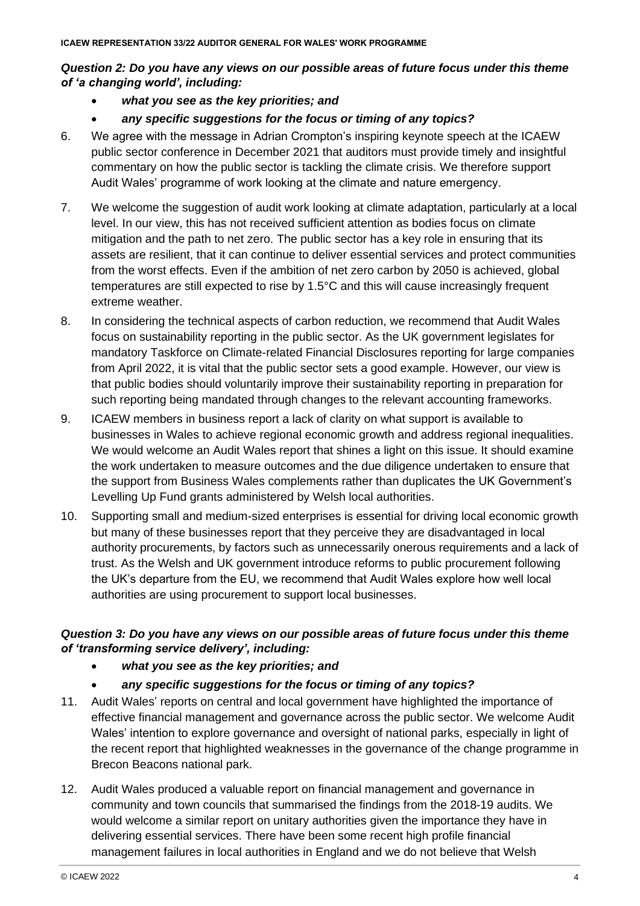***Question 2: Do you have any views on our possible areas of future focus under this theme of 'a changing world', including:***

- ***what you see as the key priorities; and***
- ***any specific suggestions for the focus or timing of any topics?***

6. We agree with the message in Adrian Crompton's inspiring keynote speech at the ICAEW public sector conference in December 2021 that auditors must provide timely and insightful commentary on how the public sector is tackling the climate crisis. We therefore support Audit Wales' programme of work looking at the climate and nature emergency.

7. We welcome the suggestion of audit work looking at climate adaptation, particularly at a local level. In our view, this has not received sufficient attention as bodies focus on climate mitigation and the path to net zero. The public sector has a key role in ensuring that its assets are resilient, that it can continue to deliver essential services and protect communities from the worst effects. Even if the ambition of net zero carbon by 2050 is achieved, global temperatures are still expected to rise by 1.5°C and this will cause increasingly frequent extreme weather.

8. In considering the technical aspects of carbon reduction, we recommend that Audit Wales focus on sustainability reporting in the public sector. As the UK government legislates for mandatory Taskforce on Climate-related Financial Disclosures reporting for large companies from April 2022, it is vital that the public sector sets a good example. However, our view is that public bodies should voluntarily improve their sustainability reporting in preparation for such reporting being mandated through changes to the relevant accounting frameworks.

9. ICAEW members in business report a lack of clarity on what support is available to businesses in Wales to achieve regional economic growth and address regional inequalities. We would welcome an Audit Wales report that shines a light on this issue. It should examine the work undertaken to measure outcomes and the due diligence undertaken to ensure that the support from Business Wales complements rather than duplicates the UK Government's Levelling Up Fund grants administered by Welsh local authorities.

10. Supporting small and medium-sized enterprises is essential for driving local economic growth but many of these businesses report that they perceive they are disadvantaged in local authority procurements, by factors such as unnecessarily onerous requirements and a lack of trust. As the Welsh and UK government introduce reforms to public procurement following the UK's departure from the EU, we recommend that Audit Wales explore how well local authorities are using procurement to support local businesses.

***Question 3: Do you have any views on our possible areas of future focus under this theme of 'transforming service delivery', including:***

- ***what you see as the key priorities; and***
- ***any specific suggestions for the focus or timing of any topics?***

11. Audit Wales' reports on central and local government have highlighted the importance of effective financial management and governance across the public sector. We welcome Audit Wales' intention to explore governance and oversight of national parks, especially in light of the recent report that highlighted weaknesses in the governance of the change programme in Brecon Beacons national park.

12. Audit Wales produced a valuable report on financial management and governance in community and town councils that summarised the findings from the 2018-19 audits. We would welcome a similar report on unitary authorities given the importance they have in delivering essential services. There have been some recent high profile financial management failures in local authorities in England and we do not believe that Welsh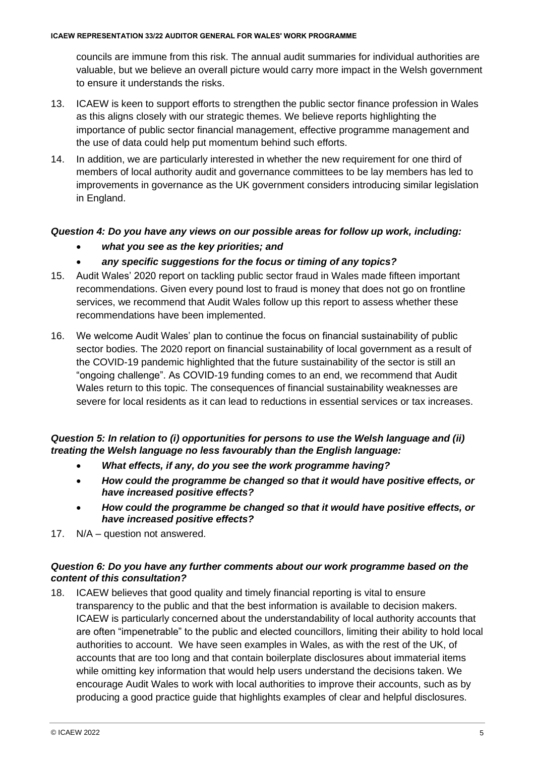councils are immune from this risk. The annual audit summaries for individual authorities are valuable, but we believe an overall picture would carry more impact in the Welsh government to ensure it understands the risks.

13. ICAEW is keen to support efforts to strengthen the public sector finance profession in Wales as this aligns closely with our strategic themes. We believe reports highlighting the importance of public sector financial management, effective programme management and the use of data could help put momentum behind such efforts.

14. In addition, we are particularly interested in whether the new requirement for one third of members of local authority audit and governance committees to be lay members has led to improvements in governance as the UK government considers introducing similar legislation in England.

***Question 4: Do you have any views on our possible areas for follow up work, including:***

- ***what you see as the key priorities; and***
- ***any specific suggestions for the focus or timing of any topics?***

15. Audit Wales' 2020 report on tackling public sector fraud in Wales made fifteen important recommendations. Given every pound lost to fraud is money that does not go on frontline services, we recommend that Audit Wales follow up this report to assess whether these recommendations have been implemented.

16. We welcome Audit Wales' plan to continue the focus on financial sustainability of public sector bodies. The 2020 report on financial sustainability of local government as a result of the COVID-19 pandemic highlighted that the future sustainability of the sector is still an "ongoing challenge". As COVID-19 funding comes to an end, we recommend that Audit Wales return to this topic. The consequences of financial sustainability weaknesses are severe for local residents as it can lead to reductions in essential services or tax increases.

***Question 5: In relation to (i) opportunities for persons to use the Welsh language and (ii) treating the Welsh language no less favourably than the English language:***

- ***What effects, if any, do you see the work programme having?***
- ***How could the programme be changed so that it would have positive effects, or have increased positive effects?***
- ***How could the programme be changed so that it would have positive effects, or have increased positive effects?***

17. N/A – question not answered.

***Question 6: Do you have any further comments about our work programme based on the content of this consultation?***

18. ICAEW believes that good quality and timely financial reporting is vital to ensure transparency to the public and that the best information is available to decision makers. ICAEW is particularly concerned about the understandability of local authority accounts that are often "impenetrable" to the public and elected councillors, limiting their ability to hold local authorities to account. We have seen examples in Wales, as with the rest of the UK, of accounts that are too long and that contain boilerplate disclosures about immaterial items while omitting key information that would help users understand the decisions taken. We encourage Audit Wales to work with local authorities to improve their accounts, such as by producing a good practice guide that highlights examples of clear and helpful disclosures.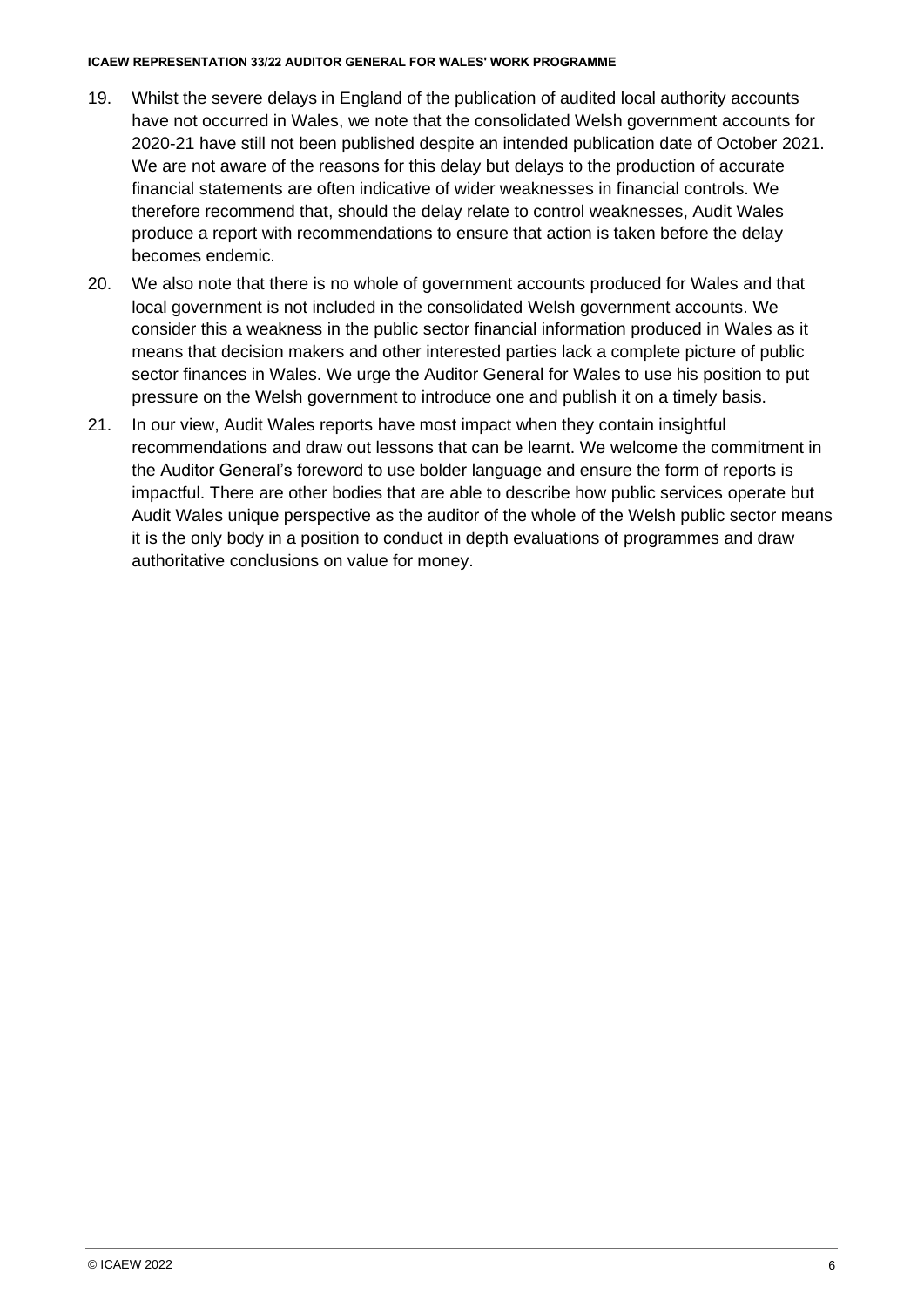19. Whilst the severe delays in England of the publication of audited local authority accounts have not occurred in Wales, we note that the consolidated Welsh government accounts for 2020-21 have still not been published despite an intended publication date of October 2021. We are not aware of the reasons for this delay but delays to the production of accurate financial statements are often indicative of wider weaknesses in financial controls. We therefore recommend that, should the delay relate to control weaknesses, Audit Wales produce a report with recommendations to ensure that action is taken before the delay becomes endemic.

20. We also note that there is no whole of government accounts produced for Wales and that local government is not included in the consolidated Welsh government accounts. We consider this a weakness in the public sector financial information produced in Wales as it means that decision makers and other interested parties lack a complete picture of public sector finances in Wales. We urge the Auditor General for Wales to use his position to put pressure on the Welsh government to introduce one and publish it on a timely basis.

21. In our view, Audit Wales reports have most impact when they contain insightful recommendations and draw out lessons that can be learnt. We welcome the commitment in the Auditor General's foreword to use bolder language and ensure the form of reports is impactful. There are other bodies that are able to describe how public services operate but Audit Wales unique perspective as the auditor of the whole of the Welsh public sector means it is the only body in a position to conduct in depth evaluations of programmes and draw authoritative conclusions on value for money.